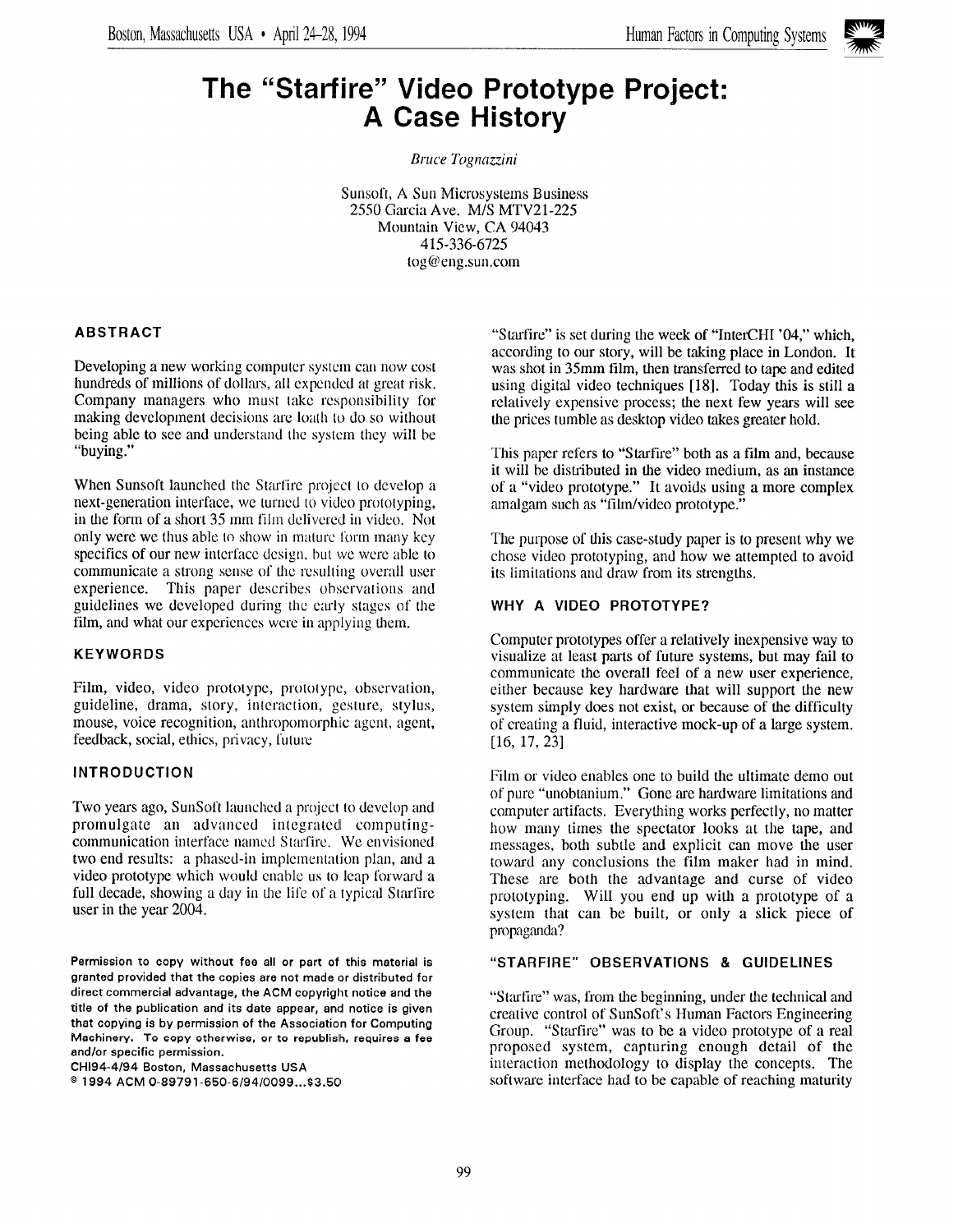# The "Starfire" Video Prototype Project: A Case History

*Bruce Tognazzini*

Sunsoft, A Sun Microsystems Business
2550 Garcia Ave. M/S MTV21-225
Mountain View, CA 94043
415-336-6725
tog@eng.sun.com

## ABSTRACT

Developing a new working computer system can now cost hundreds of millions of dollars, all expended at great risk. Company managers who must take responsibility for making development decisions are loath to do so without being able to see and understand the system they will be "buying."

When Sunsoft launched the Starfire project to develop a next-generation interface, we turned to video prototyping, in the form of a short 35 mm film delivered in video. Not only were we thus able to show in mature form many key specifics of our new interface design, but we were able to communicate a strong sense of the resulting overall user experience. This paper describes observations and guidelines we developed during the early stages of the film, and what our experiences were in applying them.

## KEYWORDS

Film, video, video prototype, prototype, observation, guideline, drama, story, interaction, gesture, stylus, mouse, voice recognition, anthropomorphic agent, agent, feedback, social, ethics, privacy, future

## INTRODUCTION

Two years ago, SunSoft launched a project to develop and promulgate an advanced integrated computing-communication interface named Starfire. We envisioned two end results: a phased-in implementation plan, and a video prototype which would enable us to leap forward a full decade, showing a day in the life of a typical Starfire user in the year 2004.

Permission to copy without fee all or part of this material is granted provided that the copies are not made or distributed for direct commercial advantage, the ACM copyright notice and the title of the publication and its date appear, and notice is given that copying is by permission of the Association for Computing Machinery. To copy otherwise, or to republish, requires a fee and/or specific permission.
CHI94-4/94 Boston, Massachusetts USA
© 1994 ACM 0-89791-650-6/94/0099...$3.50

"Starfire" is set during the week of "InterCHI '04," which, according to our story, will be taking place in London. It was shot in 35mm film, then transferred to tape and edited using digital video techniques [18]. Today this is still a relatively expensive process; the next few years will see the prices tumble as desktop video takes greater hold.

This paper refers to "Starfire" both as a film and, because it will be distributed in the video medium, as an instance of a "video prototype." It avoids using a more complex amalgam such as "film/video prototype."

The purpose of this case-study paper is to present why we chose video prototyping, and how we attempted to avoid its limitations and draw from its strengths.

### WHY A VIDEO PROTOTYPE?

Computer prototypes offer a relatively inexpensive way to visualize at least parts of future systems, but may fail to communicate the overall feel of a new user experience, either because key hardware that will support the new system simply does not exist, or because of the difficulty of creating a fluid, interactive mock-up of a large system. [16, 17, 23]

Film or video enables one to build the ultimate demo out of pure "unobtanium." Gone are hardware limitations and computer artifacts. Everything works perfectly, no matter how many times the spectator looks at the tape, and messages, both subtle and explicit can move the user toward any conclusions the film maker had in mind. These are both the advantage and curse of video prototyping. Will you end up with a prototype of a system that can be built, or only a slick piece of propaganda?

### "STARFIRE" OBSERVATIONS & GUIDELINES

"Starfire" was, from the beginning, under the technical and creative control of SunSoft's Human Factors Engineering Group. "Starfire" was to be a video prototype of a real proposed system, capturing enough detail of the interaction methodology to display the concepts. The software interface had to be capable of reaching maturity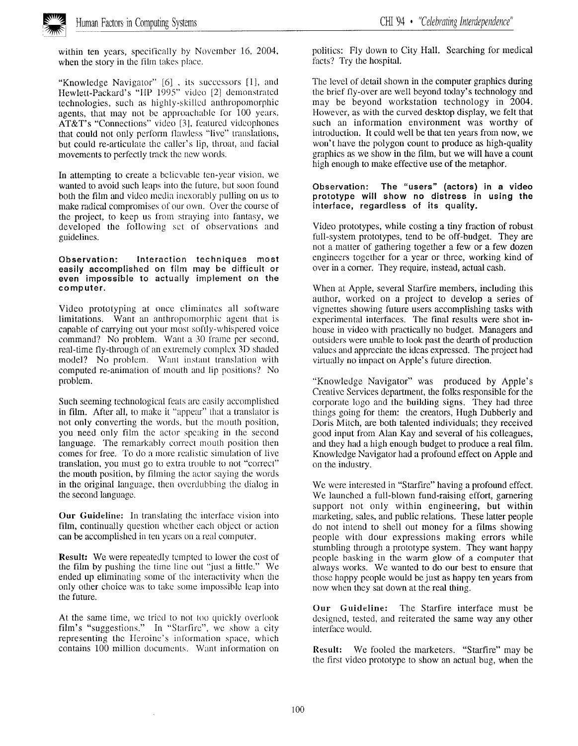within ten years, specifically by November 16, 2004, when the story in the film takes place.

"Knowledge Navigator" [6] , its successors [1], and Hewlett-Packard's "HP 1995" video [2] demonstrated technologies, such as highly-skilled anthropomorphic agents, that may not be approachable for 100 years. AT&T's "Connections" video [3], featured videophones that could not only perform flawless "live" translations, but could re-articulate the caller's lip, throat, and facial movements to perfectly track the new words.

In attempting to create a believable ten-year vision, we wanted to avoid such leaps into the future, but soon found both the film and video media inexorably pulling on us to make radical compromises of our own. Over the course of the project, to keep us from straying into fantasy, we developed the following set of observations and guidelines.

**Observation: Interaction techniques most easily accomplished on film may be difficult or even impossible to actually implement on the computer.**

Video prototyping at once eliminates all software limitations. Want an anthropomorphic agent that is capable of carrying out your most softly-whispered voice command? No problem. Want a 30 frame per second, real-time fly-through of an extremely complex 3D shaded model? No problem. Want instant translation with computed re-animation of mouth and lip positions? No problem.

Such seeming technological feats are easily accomplished in film. After all, to make it "appear" that a translator is not only converting the words, but the mouth position, you need only film the actor speaking in the second language. The remarkably correct mouth position then comes for free. To do a more realistic simulation of live translation, you must go to extra trouble to not "correct" the mouth position, by filming the actor saying the words in the original language, then overdubbing the dialog in the second language.

**Our Guideline:** In translating the interface vision into film, continually question whether each object or action can be accomplished in ten years on a real computer.

**Result:** We were repeatedly tempted to lower the cost of the film by pushing the time line out "just a little." We ended up eliminating some of the interactivity when the only other choice was to take some impossible leap into the future.

At the same time, we tried to not too quickly overlook film's "suggestions." In "Starfire", we show a city representing the Heroine's information space, which contains 100 million documents. Want information on politics: Fly down to City Hall. Searching for medical facts? Try the hospital.

The level of detail shown in the computer graphics during the brief fly-over are well beyond today's technology and may be beyond workstation technology in 2004. However, as with the curved desktop display, we felt that such an information environment was worthy of introduction. It could well be that ten years from now, we won't have the polygon count to produce as high-quality graphics as we show in the film, but we will have a count high enough to make effective use of the metaphor.

**Observation: The "users" (actors) in a video prototype will show no distress in using the interface, regardless of its quality.**

Video prototypes, while costing a tiny fraction of robust full-system prototypes, tend to be off-budget. They are not a matter of gathering together a few or a few dozen engineers together for a year or three, working kind of over in a corner. They require, instead, actual cash.

When at Apple, several Starfire members, including this author, worked on a project to develop a series of vignettes showing future users accomplishing tasks with experimental interfaces. The final results were shot in-house in video with practically no budget. Managers and outsiders were unable to look past the dearth of production values and appreciate the ideas expressed. The project had virtually no impact on Apple's future direction.

"Knowledge Navigator" was produced by Apple's Creative Services department, the folks responsible for the corporate logo and the building signs. They had three things going for them: the creators, Hugh Dubberly and Doris Mitch, are both talented individuals; they received good input from Alan Kay and several of his colleagues, and they had a high enough budget to produce a real film. Knowledge Navigator had a profound effect on Apple and on the industry.

We were interested in "Starfire" having a profound effect. We launched a full-blown fund-raising effort, garnering support not only within engineering, but within marketing, sales, and public relations. These latter people do not intend to shell out money for a films showing people with dour expressions making errors while stumbling through a prototype system. They want happy people basking in the warm glow of a computer that always works. We wanted to do our best to ensure that those happy people would be just as happy ten years from now when they sat down at the real thing.

**Our Guideline:** The Starfire interface must be designed, tested, and reiterated the same way any other interface would.

**Result:** We fooled the marketers. "Starfire" may be the first video prototype to show an actual bug, when the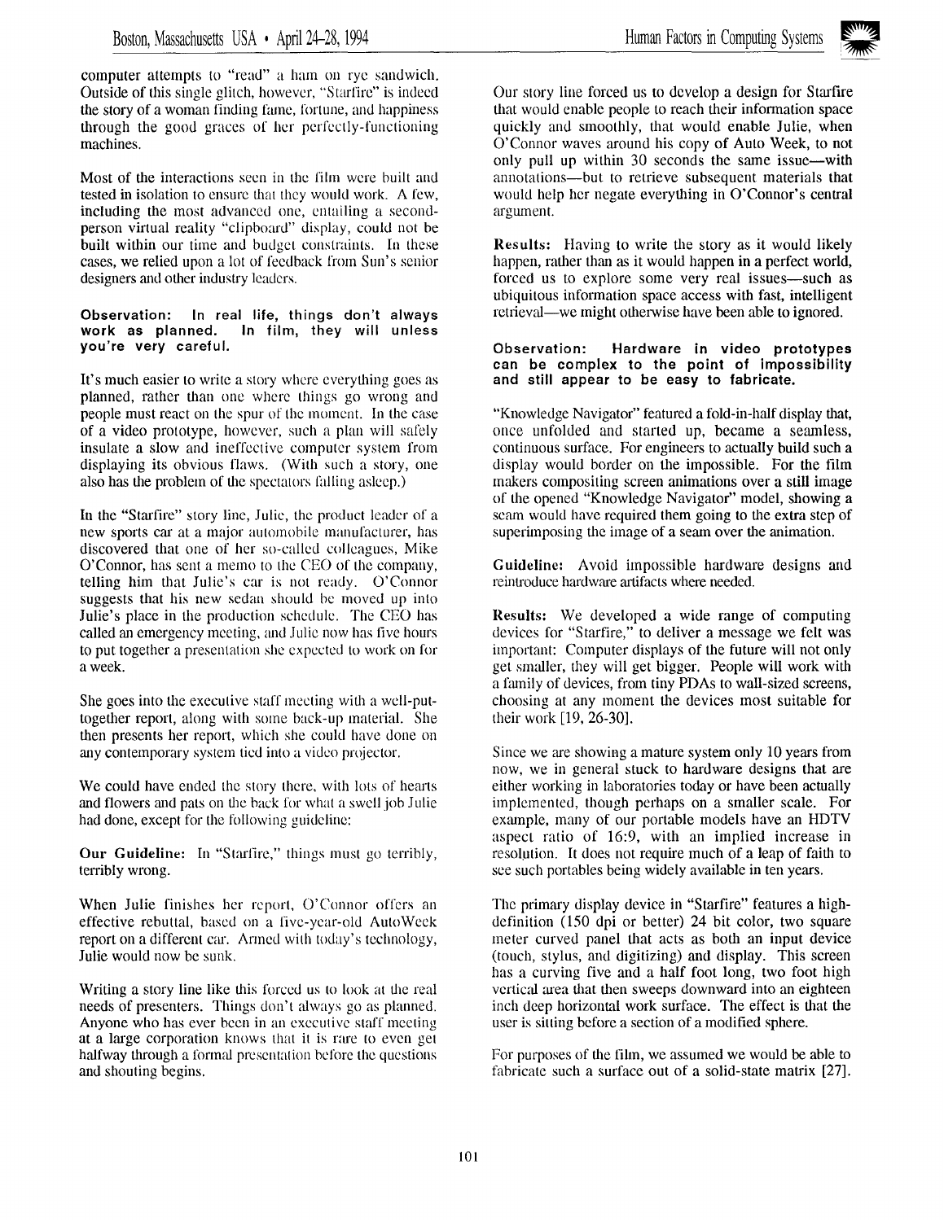computer attempts to "read" a ham on rye sandwich. Outside of this single glitch, however, "Starfire" is indeed the story of a woman finding fame, fortune, and happiness through the good graces of her perfectly-functioning machines.

Most of the interactions seen in the film were built and tested in isolation to ensure that they would work. A few, including the most advanced one, entailing a second-person virtual reality "clipboard" display, could not be built within our time and budget constraints. In these cases, we relied upon a lot of feedback from Sun's senior designers and other industry leaders.

**Observation: In real life, things don't always work as planned. In film, they will unless you're very careful.**

It's much easier to write a story where everything goes as planned, rather than one where things go wrong and people must react on the spur of the moment. In the case of a video prototype, however, such a plan will safely insulate a slow and ineffective computer system from displaying its obvious flaws. (With such a story, one also has the problem of the spectators falling asleep.)

In the "Starfire" story line, Julie, the product leader of a new sports car at a major automobile manufacturer, has discovered that one of her so-called colleagues, Mike O'Connor, has sent a memo to the CEO of the company, telling him that Julie's car is not ready. O'Connor suggests that his new sedan should be moved up into Julie's place in the production schedule. The CEO has called an emergency meeting, and Julie now has five hours to put together a presentation she expected to work on for a week.

She goes into the executive staff meeting with a well-put-together report, along with some back-up material. She then presents her report, which she could have done on any contemporary system tied into a video projector.

We could have ended the story there, with lots of hearts and flowers and pats on the back for what a swell job Julie had done, except for the following guideline:

**Our Guideline:** In "Starfire," things must go terribly, terribly wrong.

When Julie finishes her report, O'Connor offers an effective rebuttal, based on a five-year-old AutoWeek report on a different car. Armed with today's technology, Julie would now be sunk.

Writing a story line like this forced us to look at the real needs of presenters. Things don't always go as planned. Anyone who has ever been in an executive staff meeting at a large corporation knows that it is rare to even get halfway through a formal presentation before the questions and shouting begins.

Our story line forced us to develop a design for Starfire that would enable people to reach their information space quickly and smoothly, that would enable Julie, when O'Connor waves around his copy of Auto Week, to not only pull up within 30 seconds the same issue—with annotations—but to retrieve subsequent materials that would help her negate everything in O'Connor's central argument.

**Results:** Having to write the story as it would likely happen, rather than as it would happen in a perfect world, forced us to explore some very real issues—such as ubiquitous information space access with fast, intelligent retrieval—we might otherwise have been able to ignored.

**Observation: Hardware in video prototypes can be complex to the point of impossibility and still appear to be easy to fabricate.**

"Knowledge Navigator" featured a fold-in-half display that, once unfolded and started up, became a seamless, continuous surface. For engineers to actually build such a display would border on the impossible. For the film makers compositing screen animations over a still image of the opened "Knowledge Navigator" model, showing a seam would have required them going to the extra step of superimposing the image of a seam over the animation.

**Guideline:** Avoid impossible hardware designs and reintroduce hardware artifacts where needed.

**Results:** We developed a wide range of computing devices for "Starfire," to deliver a message we felt was important: Computer displays of the future will not only get smaller, they will get bigger. People will work with a family of devices, from tiny PDAs to wall-sized screens, choosing at any moment the devices most suitable for their work [19, 26-30].

Since we are showing a mature system only 10 years from now, we in general stuck to hardware designs that are either working in laboratories today or have been actually implemented, though perhaps on a smaller scale. For example, many of our portable models have an HDTV aspect ratio of 16:9, with an implied increase in resolution. It does not require much of a leap of faith to see such portables being widely available in ten years.

The primary display device in "Starfire" features a high-definition (150 dpi or better) 24 bit color, two square meter curved panel that acts as both an input device (touch, stylus, and digitizing) and display. This screen has a curving five and a half foot long, two foot high vertical area that then sweeps downward into an eighteen inch deep horizontal work surface. The effect is that the user is sitting before a section of a modified sphere.

For purposes of the film, we assumed we would be able to fabricate such a surface out of a solid-state matrix [27].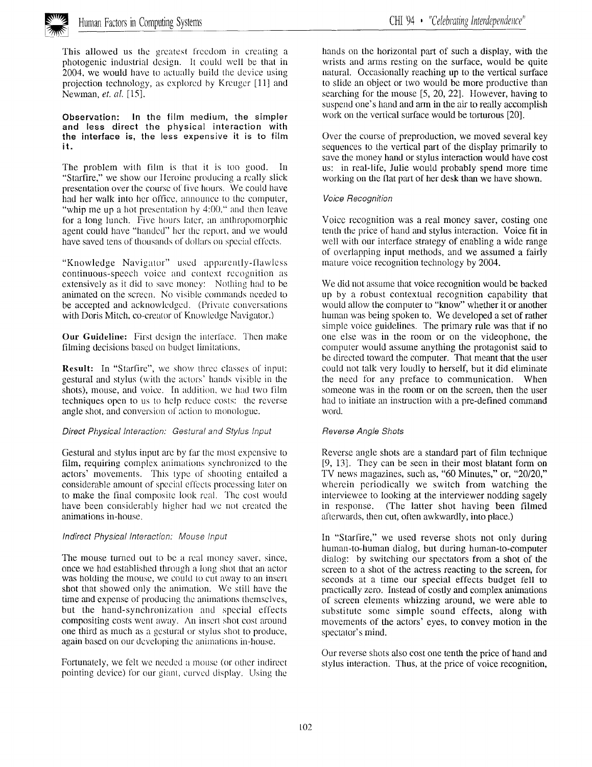This allowed us the greatest freedom in creating a photogenic industrial design. It could well be that in 2004, we would have to actually build the device using projection technology, as explored by Kreuger [11] and Newman, *et. al.* [15].

**Observation: In the film medium, the simpler and less direct the physical interaction with the interface is, the less expensive it is to film it.**

The problem with film is that it is too good. In "Starfire," we show our Heroine producing a really slick presentation over the course of five hours. We could have had her walk into her office, announce to the computer, "whip me up a hot presentation by 4:00," and then leave for a long lunch. Five hours later, an anthropomorphic agent could have "handed" her the report, and we would have saved tens of thousands of dollars on special effects.

"Knowledge Navigator" used apparently-flawless continuous-speech voice and context recognition as extensively as it did to save money: Nothing had to be animated on the screen. No visible commands needed to be accepted and acknowledged. (Private conversations with Doris Mitch, co-creator of Knowledge Navigator.)

**Our Guideline:** First design the interface. Then make filming decisions based on budget limitations.

**Result:** In "Starfire", we show three classes of input: gestural and stylus (with the actors' hands visible in the shots), mouse, and voice. In addition, we had two film techniques open to us to help reduce costs: the reverse angle shot, and conversion of action to monologue.

*Direct Physical Interaction: Gestural and Stylus Input*

Gestural and stylus input are by far the most expensive to film, requiring complex animations synchronized to the actors' movements. This type of shooting entailed a considerable amount of special effects processing later on to make the final composite look real. The cost would have been considerably higher had we not created the animations in-house.

*Indirect Physical Interaction: Mouse Input*

The mouse turned out to be a real money saver, since, once we had established through a long shot that an actor was holding the mouse, we could to cut away to an insert shot that showed only the animation. We still have the time and expense of producing the animations themselves, but the hand-synchronization and special effects compositing costs went away. An insert shot cost around one third as much as a gestural or stylus shot to produce, again based on our developing the animations in-house.

Fortunately, we felt we needed a mouse (or other indirect pointing device) for our giant, curved display. Using the hands on the horizontal part of such a display, with the wrists and arms resting on the surface, would be quite natural. Occasionally reaching up to the vertical surface to slide an object or two would be more productive than searching for the mouse [5, 20, 22]. However, having to suspend one's hand and arm in the air to really accomplish work on the vertical surface would be torturous [20].

Over the course of preproduction, we moved several key sequences to the vertical part of the display primarily to save the money hand or stylus interaction would have cost us: in real-life, Julie would probably spend more time working on the flat part of her desk than we have shown.

*Voice Recognition*

Voice recognition was a real money saver, costing one tenth the price of hand and stylus interaction. Voice fit in well with our interface strategy of enabling a wide range of overlapping input methods, and we assumed a fairly mature voice recognition technology by 2004.

We did not assume that voice recognition would be backed up by a robust contextual recognition capability that would allow the computer to "know" whether it or another human was being spoken to. We developed a set of rather simple voice guidelines. The primary rule was that if no one else was in the room or on the videophone, the computer would assume anything the protagonist said to be directed toward the computer. That meant that the user could not talk very loudly to herself, but it did eliminate the need for any preface to communication. When someone was in the room or on the screen, then the user had to initiate an instruction with a pre-defined command word.

*Reverse Angle Shots*

Reverse angle shots are a standard part of film technique [9, 13]. They can be seen in their most blatant form on TV news magazines, such as, "60 Minutes," or, "20/20," wherein periodically we switch from watching the interviewee to looking at the interviewer nodding sagely in response. (The latter shot having been filmed afterwards, then cut, often awkwardly, into place.)

In "Starfire," we used reverse shots not only during human-to-human dialog, but during human-to-computer dialog: by switching our spectators from a shot of the screen to a shot of the actress reacting to the screen, for seconds at a time our special effects budget fell to practically zero. Instead of costly and complex animations of screen elements whizzing around, we were able to substitute some simple sound effects, along with movements of the actors' eyes, to convey motion in the spectator's mind.

Our reverse shots also cost one tenth the price of hand and stylus interaction. Thus, at the price of voice recognition,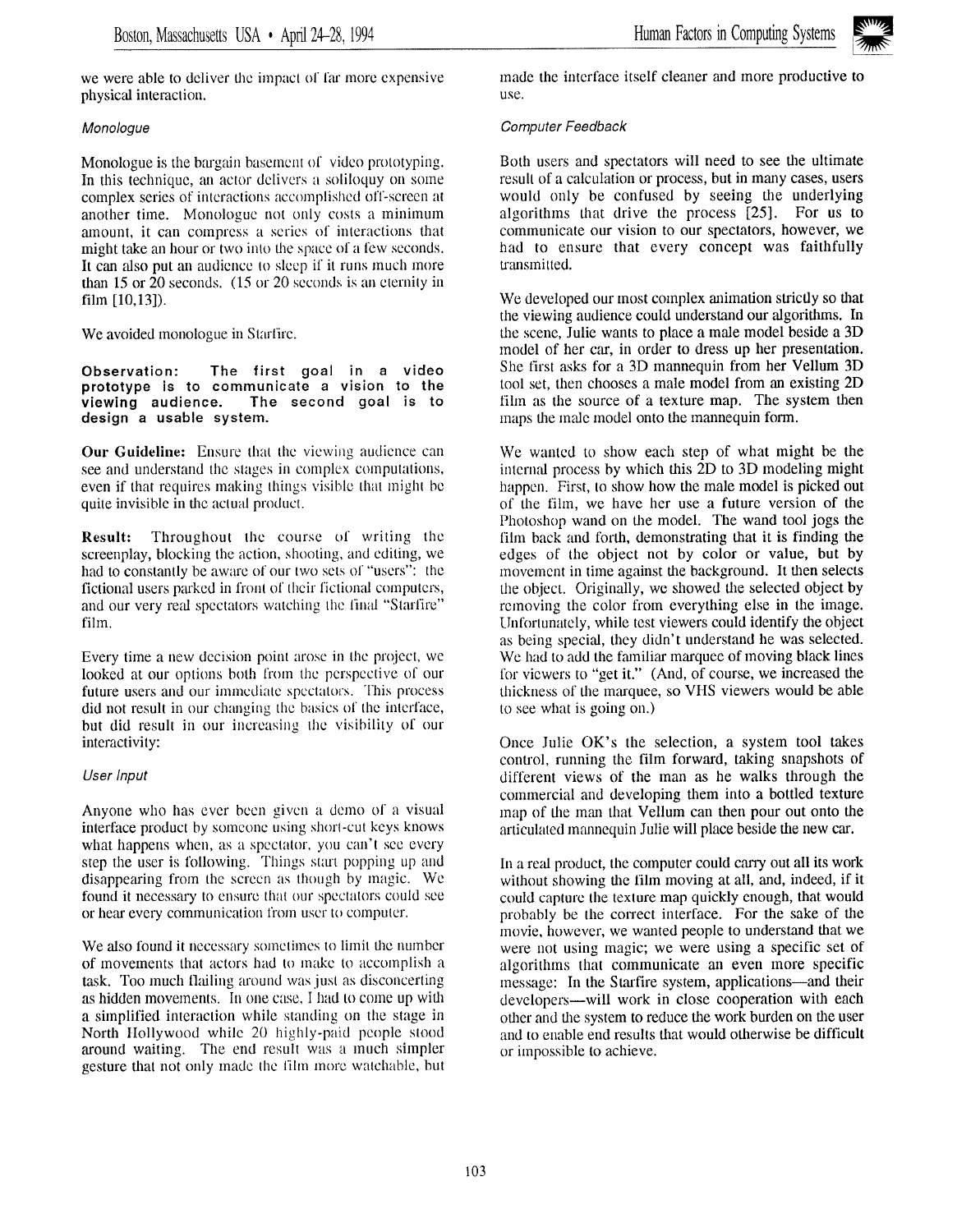we were able to deliver the impact of far more expensive physical interaction.

*Monologue*

Monologue is the bargain basement of video prototyping. In this technique, an actor delivers a soliloquy on some complex series of interactions accomplished off-screen at another time. Monologue not only costs a minimum amount, it can compress a series of interactions that might take an hour or two into the space of a few seconds. It can also put an audience to sleep if it runs much more than 15 or 20 seconds. (15 or 20 seconds is an eternity in film [10,13]).

We avoided monologue in Starfire.

**Observation: The first goal in a video prototype is to communicate a vision to the viewing audience. The second goal is to design a usable system.**

**Our Guideline:** Ensure that the viewing audience can see and understand the stages in complex computations, even if that requires making things visible that might be quite invisible in the actual product.

**Result:** Throughout the course of writing the screenplay, blocking the action, shooting, and editing, we had to constantly be aware of our two sets of "users": the fictional users parked in front of their fictional computers, and our very real spectators watching the final "Starfire" film.

Every time a new decision point arose in the project, we looked at our options both from the perspective of our future users and our immediate spectators. This process did not result in our changing the basics of the interface, but did result in our increasing the visibility of our interactivity:

*User Input*

Anyone who has ever been given a demo of a visual interface product by someone using short-cut keys knows what happens when, as a spectator, you can't see every step the user is following. Things start popping up and disappearing from the screen as though by magic. We found it necessary to ensure that our spectators could see or hear every communication from user to computer.

We also found it necessary sometimes to limit the number of movements that actors had to make to accomplish a task. Too much flailing around was just as disconcerting as hidden movements. In one case, I had to come up with a simplified interaction while standing on the stage in North Hollywood while 20 highly-paid people stood around waiting. The end result was a much simpler gesture that not only made the film more watchable, but made the interface itself cleaner and more productive to use.

*Computer Feedback*

Both users and spectators will need to see the ultimate result of a calculation or process, but in many cases, users would only be confused by seeing the underlying algorithms that drive the process [25]. For us to communicate our vision to our spectators, however, we had to ensure that every concept was faithfully transmitted.

We developed our most complex animation strictly so that the viewing audience could understand our algorithms. In the scene, Julie wants to place a male model beside a 3D model of her car, in order to dress up her presentation. She first asks for a 3D mannequin from her Vellum 3D tool set, then chooses a male model from an existing 2D film as the source of a texture map. The system then maps the male model onto the mannequin form.

We wanted to show each step of what might be the internal process by which this 2D to 3D modeling might happen. First, to show how the male model is picked out of the film, we have her use a future version of the Photoshop wand on the model. The wand tool jogs the film back and forth, demonstrating that it is finding the edges of the object not by color or value, but by movement in time against the background. It then selects the object. Originally, we showed the selected object by removing the color from everything else in the image. Unfortunately, while test viewers could identify the object as being special, they didn't understand he was selected. We had to add the familiar marquee of moving black lines for viewers to "get it." (And, of course, we increased the thickness of the marquee, so VHS viewers would be able to see what is going on.)

Once Julie OK's the selection, a system tool takes control, running the film forward, taking snapshots of different views of the man as he walks through the commercial and developing them into a bottled texture map of the man that Vellum can then pour out onto the articulated mannequin Julie will place beside the new car.

In a real product, the computer could carry out all its work without showing the film moving at all, and, indeed, if it could capture the texture map quickly enough, that would probably be the correct interface. For the sake of the movie, however, we wanted people to understand that we were not using magic; we were using a specific set of algorithms that communicate an even more specific message: In the Starfire system, applications—and their developers—will work in close cooperation with each other and the system to reduce the work burden on the user and to enable end results that would otherwise be difficult or impossible to achieve.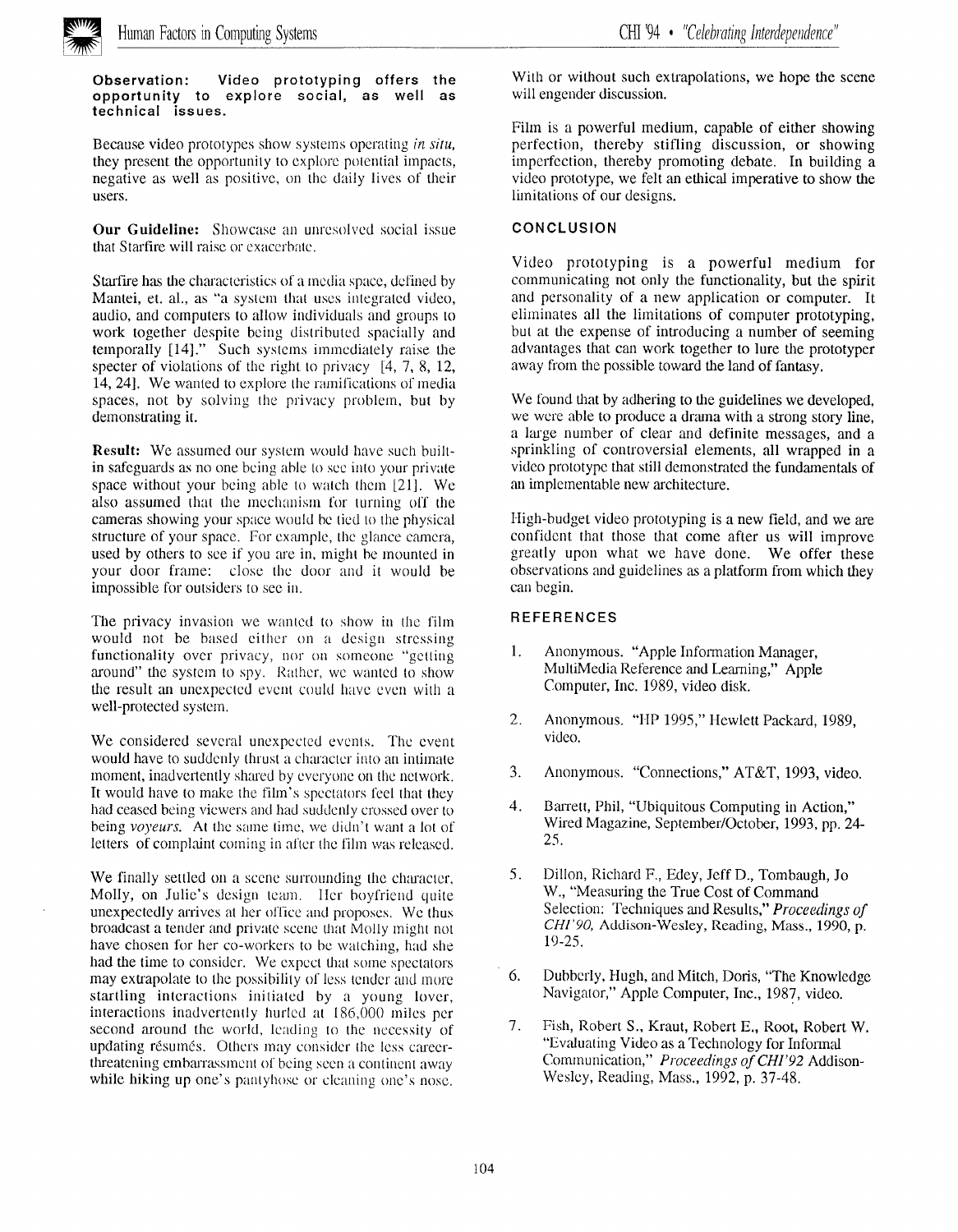**Observation: Video prototyping offers the opportunity to explore social, as well as technical issues.**

Because video prototypes show systems operating *in situ,* they present the opportunity to explore potential impacts, negative as well as positive, on the daily lives of their users.

**Our Guideline:** Showcase an unresolved social issue that Starfire will raise or exacerbate.

Starfire has the characteristics of a media space, defined by Mantei, et. al., as "a system that uses integrated video, audio, and computers to allow individuals and groups to work together despite being distributed spacially and temporally [14]." Such systems immediately raise the specter of violations of the right to privacy [4, 7, 8, 12, 14, 24]. We wanted to explore the ramifications of media spaces, not by solving the privacy problem, but by demonstrating it.

**Result:** We assumed our system would have such built-in safeguards as no one being able to see into your private space without your being able to watch them [21]. We also assumed that the mechanism for turning off the cameras showing your space would be tied to the physical structure of your space. For example, the glance camera, used by others to see if you are in, might be mounted in your door frame: close the door and it would be impossible for outsiders to see in.

The privacy invasion we wanted to show in the film would not be based either on a design stressing functionality over privacy, nor on someone "getting around" the system to spy. Rather, we wanted to show the result an unexpected event could have even with a well-protected system.

We considered several unexpected events. The event would have to suddenly thrust a character into an intimate moment, inadvertently shared by everyone on the network. It would have to make the film's spectators feel that they had ceased being viewers and had suddenly crossed over to being *voyeurs.* At the same time, we didn't want a lot of letters of complaint coming in after the film was released.

We finally settled on a scene surrounding the character, Molly, on Julie's design team. Her boyfriend quite unexpectedly arrives at her office and proposes. We thus broadcast a tender and private scene that Molly might not have chosen for her co-workers to be watching, had she had the time to consider. We expect that some spectators may extrapolate to the possibility of less tender and more startling interactions initiated by a young lover, interactions inadvertently hurled at 186,000 miles per second around the world, leading to the necessity of updating résumés. Others may consider the less career-threatening embarrassment of being seen a continent away while hiking up one's pantyhose or cleaning one's nose. With or without such extrapolations, we hope the scene will engender discussion.

Film is a powerful medium, capable of either showing perfection, thereby stifling discussion, or showing imperfection, thereby promoting debate. In building a video prototype, we felt an ethical imperative to show the limitations of our designs.

## CONCLUSION

Video prototyping is a powerful medium for communicating not only the functionality, but the spirit and personality of a new application or computer. It eliminates all the limitations of computer prototyping, but at the expense of introducing a number of seeming advantages that can work together to lure the prototyper away from the possible toward the land of fantasy.

We found that by adhering to the guidelines we developed, we were able to produce a drama with a strong story line, a large number of clear and definite messages, and a sprinkling of controversial elements, all wrapped in a video prototype that still demonstrated the fundamentals of an implementable new architecture.

High-budget video prototyping is a new field, and we are confident that those that come after us will improve greatly upon what we have done. We offer these observations and guidelines as a platform from which they can begin.

## REFERENCES

1. Anonymous. "Apple Information Manager, MultiMedia Reference and Learning," Apple Computer, Inc. 1989, video disk.
2. Anonymous. "HP 1995," Hewlett Packard, 1989, video.
3. Anonymous. "Connections," AT&T, 1993, video.
4. Barrett, Phil, "Ubiquitous Computing in Action," Wired Magazine, September/October, 1993, pp. 24-25.
5. Dillon, Richard F., Edey, Jeff D., Tombaugh, Jo W., "Measuring the True Cost of Command Selection: Techniques and Results," *Proceedings of CHI'90,* Addison-Wesley, Reading, Mass., 1990, p. 19-25.
6. Dubberly, Hugh, and Mitch, Doris, "The Knowledge Navigator," Apple Computer, Inc., 1987, video.
7. Fish, Robert S., Kraut, Robert E., Root, Robert W. "Evaluating Video as a Technology for Informal Communication," *Proceedings of CHI'92* Addison-Wesley, Reading, Mass., 1992, p. 37-48.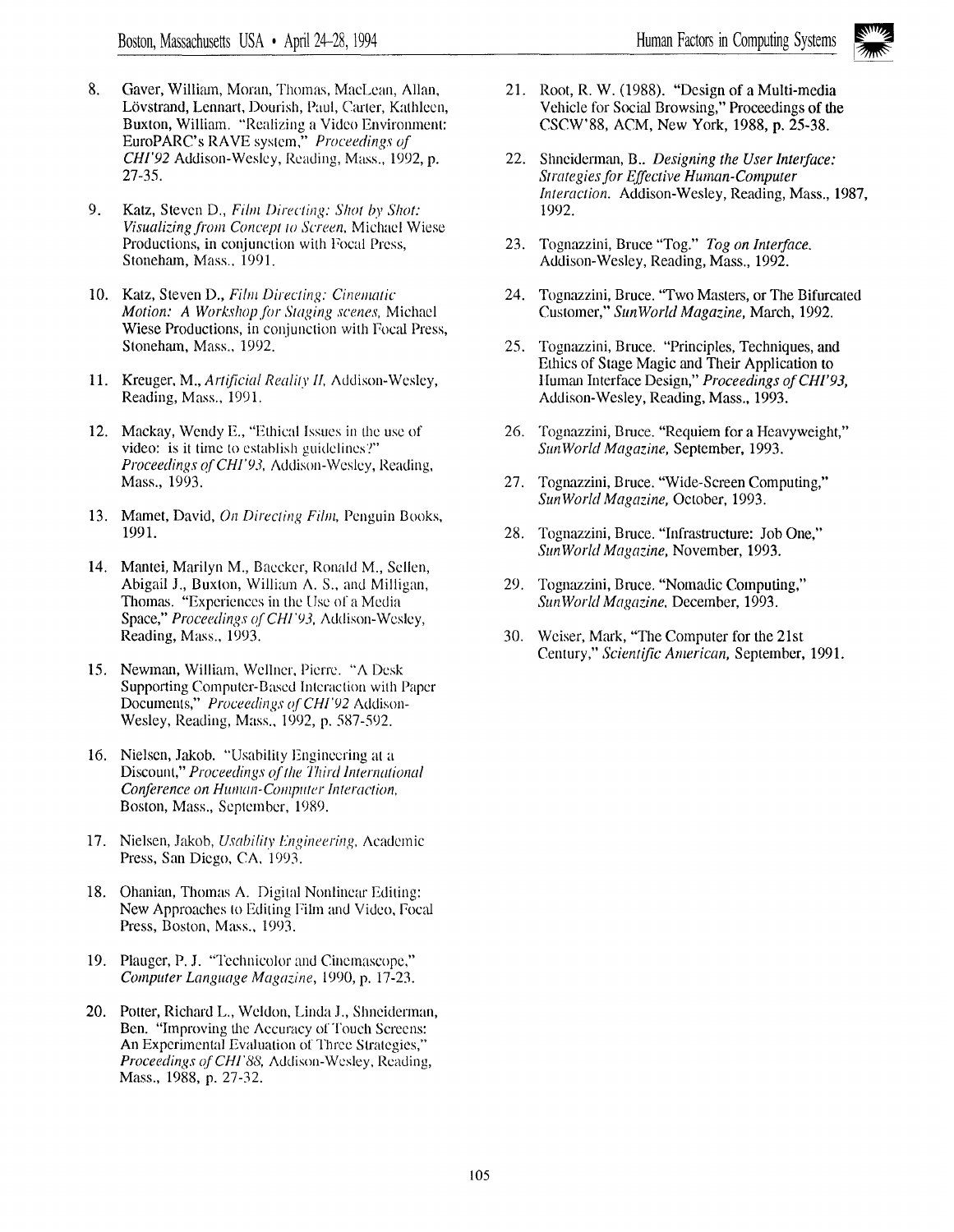8. Gaver, William, Moran, Thomas, MacLean, Allan, Lövstrand, Lennart, Dourish, Paul, Carter, Kathleen, Buxton, William. "Realizing a Video Environment: EuroPARC's RAVE system," *Proceedings of CHI'92* Addison-Wesley, Reading, Mass., 1992, p. 27-35.

9. Katz, Steven D., *Film Directing: Shot by Shot: Visualizing from Concept to Screen*, Michael Wiese Productions, in conjunction with Focal Press, Stoneham, Mass., 1991.

10. Katz, Steven D., *Film Directing: Cinematic Motion: A Workshop for Staging scenes*, Michael Wiese Productions, in conjunction with Focal Press, Stoneham, Mass., 1992.

11. Kreuger, M., *Artificial Reality II*, Addison-Wesley, Reading, Mass., 1991.

12. Mackay, Wendy E., "Ethical Issues in the use of video: is it time to establish guidelines?" *Proceedings of CHI'93*, Addison-Wesley, Reading, Mass., 1993.

13. Mamet, David, *On Directing Film*, Penguin Books, 1991.

14. Mantei, Marilyn M., Baecker, Ronald M., Sellen, Abigail J., Buxton, William A. S., and Milligan, Thomas. "Experiences in the Use of a Media Space," *Proceedings of CHI'93*, Addison-Wesley, Reading, Mass., 1993.

15. Newman, William, Wellner, Pierre. "A Desk Supporting Computer-Based Interaction with Paper Documents," *Proceedings of CHI'92* Addison-Wesley, Reading, Mass., 1992, p. 587-592.

16. Nielsen, Jakob. "Usability Engineering at a Discount," *Proceedings of the Third International Conference on Human-Computer Interaction*, Boston, Mass., September, 1989.

17. Nielsen, Jakob, *Usability Engineering*, Academic Press, San Diego, CA, 1993.

18. Ohanian, Thomas A. Digital Nonlinear Editing: New Approaches to Editing Film and Video, Focal Press, Boston, Mass., 1993.

19. Plauger, P. J. "Technicolor and Cinemascope," *Computer Language Magazine*, 1990, p. 17-23.

20. Potter, Richard L., Weldon, Linda J., Shneiderman, Ben. "Improving the Accuracy of Touch Screens: An Experimental Evaluation of Three Strategies," *Proceedings of CHI'88*, Addison-Wesley, Reading, Mass., 1988, p. 27-32.

21. Root, R. W. (1988). "Design of a Multi-media Vehicle for Social Browsing," Proceedings of the CSCW'88, ACM, New York, 1988, p. 25-38.

22. Shneiderman, B.. *Designing the User Interface: Strategies for Effective Human-Computer Interaction*. Addison-Wesley, Reading, Mass., 1987, 1992.

23. Tognazzini, Bruce "Tog." *Tog on Interface*. Addison-Wesley, Reading, Mass., 1992.

24. Tognazzini, Bruce. "Two Masters, or The Bifurcated Customer," *SunWorld Magazine*, March, 1992.

25. Tognazzini, Bruce. "Principles, Techniques, and Ethics of Stage Magic and Their Application to Human Interface Design," *Proceedings of CHI'93*, Addison-Wesley, Reading, Mass., 1993.

26. Tognazzini, Bruce. "Requiem for a Heavyweight," *SunWorld Magazine*, September, 1993.

27. Tognazzini, Bruce. "Wide-Screen Computing," *SunWorld Magazine*, October, 1993.

28. Tognazzini, Bruce. "Infrastructure: Job One," *SunWorld Magazine*, November, 1993.

29. Tognazzini, Bruce. "Nomadic Computing," *SunWorld Magazine*, December, 1993.

30. Weiser, Mark, "The Computer for the 21st Century," *Scientific American*, September, 1991.